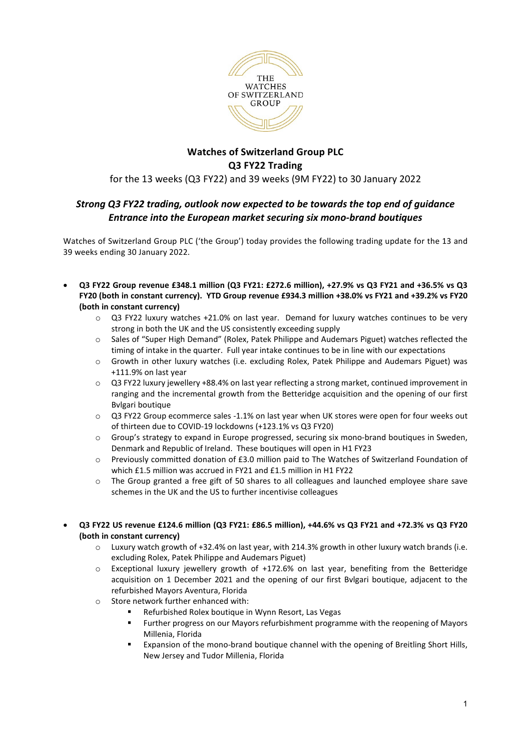# Watches of Switzerland Group PLC
# Q3 FY22 Trading

for the 13 weeks (Q3 FY22) and 39 weeks (9M FY22) to 30 January 2022

***Strong Q3 FY22 trading, outlook now expected to be towards the top end of guidance***
***Entrance into the European market securing six mono-brand boutiques***

Watches of Switzerland Group PLC ('the Group') today provides the following trading update for the 13 and 39 weeks ending 30 January 2022.

- **Q3 FY22 Group revenue £348.1 million (Q3 FY21: £272.6 million), +27.9% vs Q3 FY21 and +36.5% vs Q3 FY20 (both in constant currency). YTD Group revenue £934.3 million +38.0% vs FY21 and +39.2% vs FY20 (both in constant currency)**
  - Q3 FY22 luxury watches +21.0% on last year. Demand for luxury watches continues to be very strong in both the UK and the US consistently exceeding supply
  - Sales of "Super High Demand" (Rolex, Patek Philippe and Audemars Piguet) watches reflected the timing of intake in the quarter. Full year intake continues to be in line with our expectations
  - Growth in other luxury watches (i.e. excluding Rolex, Patek Philippe and Audemars Piguet) was +111.9% on last year
  - Q3 FY22 luxury jewellery +88.4% on last year reflecting a strong market, continued improvement in ranging and the incremental growth from the Betteridge acquisition and the opening of our first Bvlgari boutique
  - Q3 FY22 Group ecommerce sales -1.1% on last year when UK stores were open for four weeks out of thirteen due to COVID-19 lockdowns (+123.1% vs Q3 FY20)
  - Group's strategy to expand in Europe progressed, securing six mono-brand boutiques in Sweden, Denmark and Republic of Ireland. These boutiques will open in H1 FY23
  - Previously committed donation of £3.0 million paid to The Watches of Switzerland Foundation of which £1.5 million was accrued in FY21 and £1.5 million in H1 FY22
  - The Group granted a free gift of 50 shares to all colleagues and launched employee share save schemes in the UK and the US to further incentivise colleagues

- **Q3 FY22 US revenue £124.6 million (Q3 FY21: £86.5 million), +44.6% vs Q3 FY21 and +72.3% vs Q3 FY20 (both in constant currency)**
  - Luxury watch growth of +32.4% on last year, with 214.3% growth in other luxury watch brands (i.e. excluding Rolex, Patek Philippe and Audemars Piguet)
  - Exceptional luxury jewellery growth of +172.6% on last year, benefiting from the Betteridge acquisition on 1 December 2021 and the opening of our first Bvlgari boutique, adjacent to the refurbished Mayors Aventura, Florida
  - Store network further enhanced with:
    - Refurbished Rolex boutique in Wynn Resort, Las Vegas
    - Further progress on our Mayors refurbishment programme with the reopening of Mayors Millenia, Florida
    - Expansion of the mono-brand boutique channel with the opening of Breitling Short Hills, New Jersey and Tudor Millenia, Florida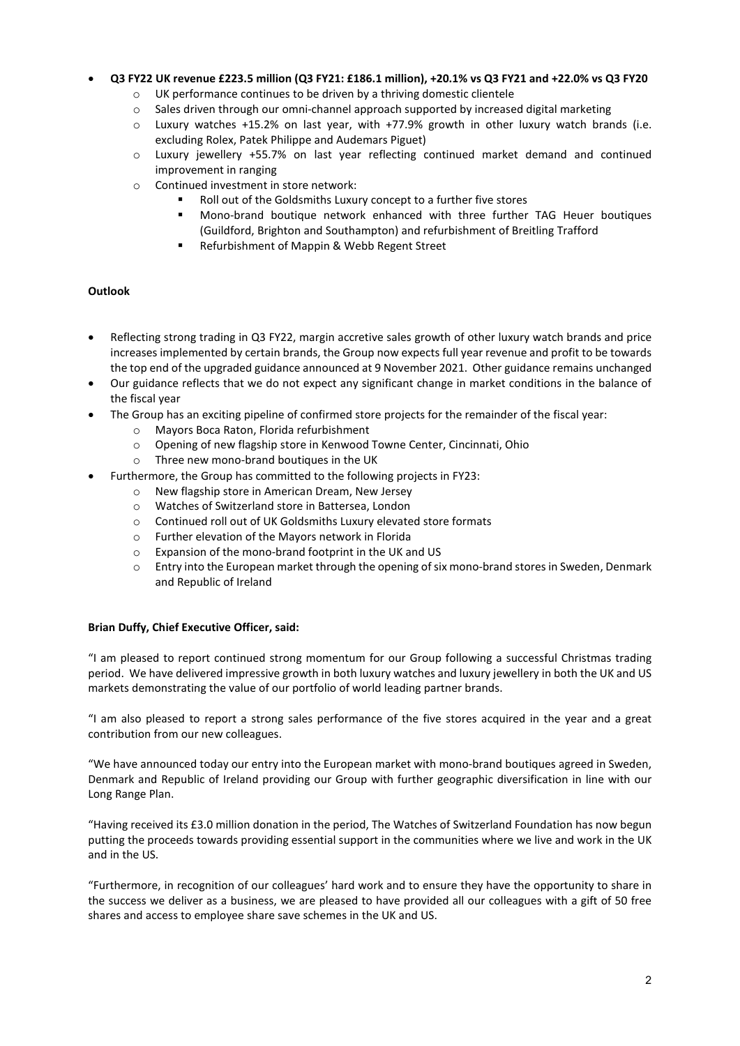- **Q3 FY22 UK revenue £223.5 million (Q3 FY21: £186.1 million), +20.1% vs Q3 FY21 and +22.0% vs Q3 FY20**
  - UK performance continues to be driven by a thriving domestic clientele
  - Sales driven through our omni-channel approach supported by increased digital marketing
  - Luxury watches +15.2% on last year, with +77.9% growth in other luxury watch brands (i.e. excluding Rolex, Patek Philippe and Audemars Piguet)
  - Luxury jewellery +55.7% on last year reflecting continued market demand and continued improvement in ranging
  - Continued investment in store network:
    - Roll out of the Goldsmiths Luxury concept to a further five stores
    - Mono-brand boutique network enhanced with three further TAG Heuer boutiques (Guildford, Brighton and Southampton) and refurbishment of Breitling Trafford
    - Refurbishment of Mappin & Webb Regent Street

**Outlook**

- Reflecting strong trading in Q3 FY22, margin accretive sales growth of other luxury watch brands and price increases implemented by certain brands, the Group now expects full year revenue and profit to be towards the top end of the upgraded guidance announced at 9 November 2021. Other guidance remains unchanged
- Our guidance reflects that we do not expect any significant change in market conditions in the balance of the fiscal year
- The Group has an exciting pipeline of confirmed store projects for the remainder of the fiscal year:
  - Mayors Boca Raton, Florida refurbishment
  - Opening of new flagship store in Kenwood Towne Center, Cincinnati, Ohio
  - Three new mono-brand boutiques in the UK
- Furthermore, the Group has committed to the following projects in FY23:
  - New flagship store in American Dream, New Jersey
  - Watches of Switzerland store in Battersea, London
  - Continued roll out of UK Goldsmiths Luxury elevated store formats
  - Further elevation of the Mayors network in Florida
  - Expansion of the mono-brand footprint in the UK and US
  - Entry into the European market through the opening of six mono-brand stores in Sweden, Denmark and Republic of Ireland

**Brian Duffy, Chief Executive Officer, said:**

"I am pleased to report continued strong momentum for our Group following a successful Christmas trading period. We have delivered impressive growth in both luxury watches and luxury jewellery in both the UK and US markets demonstrating the value of our portfolio of world leading partner brands.

"I am also pleased to report a strong sales performance of the five stores acquired in the year and a great contribution from our new colleagues.

"We have announced today our entry into the European market with mono-brand boutiques agreed in Sweden, Denmark and Republic of Ireland providing our Group with further geographic diversification in line with our Long Range Plan.

"Having received its £3.0 million donation in the period, The Watches of Switzerland Foundation has now begun putting the proceeds towards providing essential support in the communities where we live and work in the UK and in the US.

"Furthermore, in recognition of our colleagues' hard work and to ensure they have the opportunity to share in the success we deliver as a business, we are pleased to have provided all our colleagues with a gift of 50 free shares and access to employee share save schemes in the UK and US.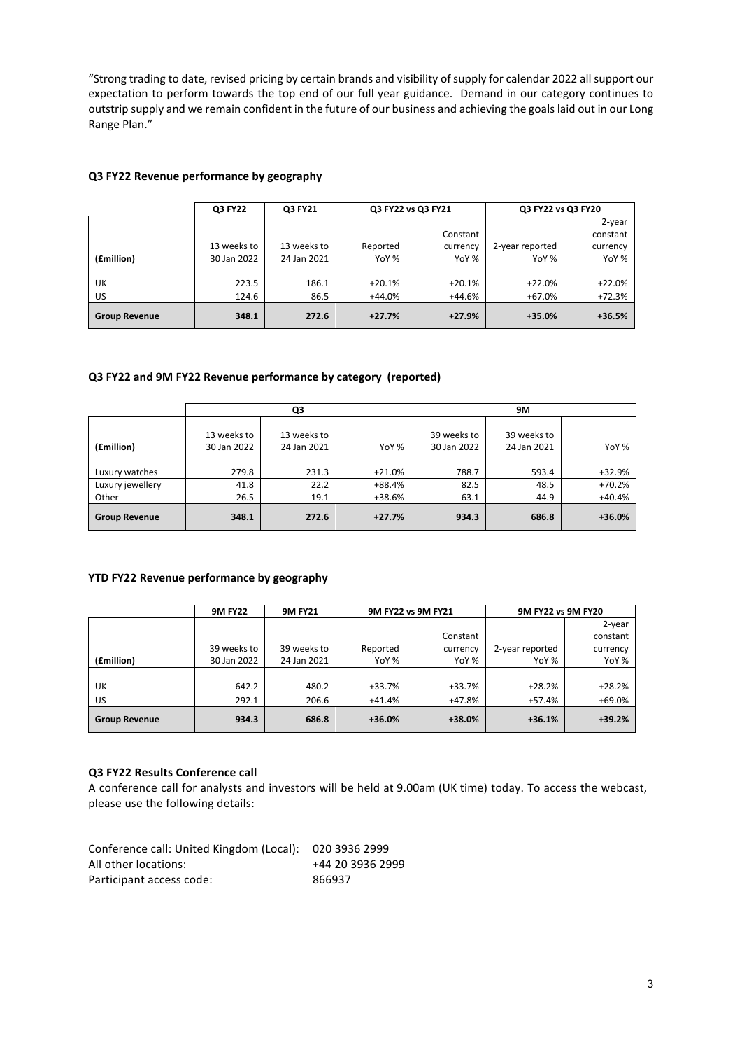"Strong trading to date, revised pricing by certain brands and visibility of supply for calendar 2022 all support our expectation to perform towards the top end of our full year guidance. Demand in our category continues to outstrip supply and we remain confident in the future of our business and achieving the goals laid out in our Long Range Plan."

### Q3 FY22 Revenue performance by geography

| | Q3 FY22 | Q3 FY21 | Q3 FY22 vs Q3 FY21 | | Q3 FY22 vs Q3 FY20 | |
|---|---|---|---|---|---|---|
| (£million) | 13 weeks to 30 Jan 2022 | 13 weeks to 24 Jan 2021 | Reported YoY % | Constant currency YoY % | 2-year reported YoY % | 2-year constant currency YoY % |
| UK | 223.5 | 186.1 | +20.1% | +20.1% | +22.0% | +22.0% |
| US | 124.6 | 86.5 | +44.0% | +44.6% | +67.0% | +72.3% |
| **Group Revenue** | **348.1** | **272.6** | **+27.7%** | **+27.9%** | **+35.0%** | **+36.5%** |

### Q3 FY22 and 9M FY22 Revenue performance by category (reported)

| | Q3 | | | 9M | | |
|---|---|---|---|---|---|---|
| (£million) | 13 weeks to 30 Jan 2022 | 13 weeks to 24 Jan 2021 | YoY % | 39 weeks to 30 Jan 2022 | 39 weeks to 24 Jan 2021 | YoY % |
| Luxury watches | 279.8 | 231.3 | +21.0% | 788.7 | 593.4 | +32.9% |
| Luxury jewellery | 41.8 | 22.2 | +88.4% | 82.5 | 48.5 | +70.2% |
| Other | 26.5 | 19.1 | +38.6% | 63.1 | 44.9 | +40.4% |
| **Group Revenue** | **348.1** | **272.6** | **+27.7%** | **934.3** | **686.8** | **+36.0%** |

### YTD FY22 Revenue performance by geography

| | 9M FY22 | 9M FY21 | 9M FY22 vs 9M FY21 | | 9M FY22 vs 9M FY20 | |
|---|---|---|---|---|---|---|
| (£million) | 39 weeks to 30 Jan 2022 | 39 weeks to 24 Jan 2021 | Reported YoY % | Constant currency YoY % | 2-year reported YoY % | 2-year constant currency YoY % |
| UK | 642.2 | 480.2 | +33.7% | +33.7% | +28.2% | +28.2% |
| US | 292.1 | 206.6 | +41.4% | +47.8% | +57.4% | +69.0% |
| **Group Revenue** | **934.3** | **686.8** | **+36.0%** | **+38.0%** | **+36.1%** | **+39.2%** |

### Q3 FY22 Results Conference call

A conference call for analysts and investors will be held at 9.00am (UK time) today. To access the webcast, please use the following details:

Conference call: United Kingdom (Local): 020 3936 2999
All other locations: +44 20 3936 2999
Participant access code: 866937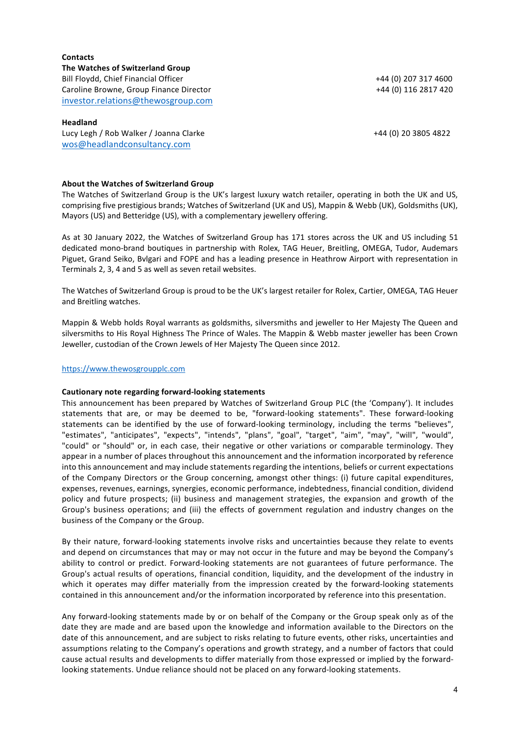**Contacts**

**The Watches of Switzerland Group**

Bill Floydd, Chief Financial Officer +44 (0) 207 317 4600
Caroline Browne, Group Finance Director +44 (0) 116 2817 420
investor.relations@thewosgroup.com

**Headland**

Lucy Legh / Rob Walker / Joanna Clarke +44 (0) 20 3805 4822
wos@headlandconsultancy.com

**About the Watches of Switzerland Group**

The Watches of Switzerland Group is the UK's largest luxury watch retailer, operating in both the UK and US, comprising five prestigious brands; Watches of Switzerland (UK and US), Mappin & Webb (UK), Goldsmiths (UK), Mayors (US) and Betteridge (US), with a complementary jewellery offering.

As at 30 January 2022, the Watches of Switzerland Group has 171 stores across the UK and US including 51 dedicated mono-brand boutiques in partnership with Rolex, TAG Heuer, Breitling, OMEGA, Tudor, Audemars Piguet, Grand Seiko, Bvlgari and FOPE and has a leading presence in Heathrow Airport with representation in Terminals 2, 3, 4 and 5 as well as seven retail websites.

The Watches of Switzerland Group is proud to be the UK's largest retailer for Rolex, Cartier, OMEGA, TAG Heuer and Breitling watches.

Mappin & Webb holds Royal warrants as goldsmiths, silversmiths and jeweller to Her Majesty The Queen and silversmiths to His Royal Highness The Prince of Wales. The Mappin & Webb master jeweller has been Crown Jeweller, custodian of the Crown Jewels of Her Majesty The Queen since 2012.

https://www.thewosgroupplc.com

**Cautionary note regarding forward-looking statements**

This announcement has been prepared by Watches of Switzerland Group PLC (the 'Company'). It includes statements that are, or may be deemed to be, "forward-looking statements". These forward-looking statements can be identified by the use of forward-looking terminology, including the terms "believes", "estimates", "anticipates", "expects", "intends", "plans", "goal", "target", "aim", "may", "will", "would", "could" or "should" or, in each case, their negative or other variations or comparable terminology. They appear in a number of places throughout this announcement and the information incorporated by reference into this announcement and may include statements regarding the intentions, beliefs or current expectations of the Company Directors or the Group concerning, amongst other things: (i) future capital expenditures, expenses, revenues, earnings, synergies, economic performance, indebtedness, financial condition, dividend policy and future prospects; (ii) business and management strategies, the expansion and growth of the Group's business operations; and (iii) the effects of government regulation and industry changes on the business of the Company or the Group.

By their nature, forward-looking statements involve risks and uncertainties because they relate to events and depend on circumstances that may or may not occur in the future and may be beyond the Company's ability to control or predict. Forward-looking statements are not guarantees of future performance. The Group's actual results of operations, financial condition, liquidity, and the development of the industry in which it operates may differ materially from the impression created by the forward-looking statements contained in this announcement and/or the information incorporated by reference into this presentation.

Any forward-looking statements made by or on behalf of the Company or the Group speak only as of the date they are made and are based upon the knowledge and information available to the Directors on the date of this announcement, and are subject to risks relating to future events, other risks, uncertainties and assumptions relating to the Company's operations and growth strategy, and a number of factors that could cause actual results and developments to differ materially from those expressed or implied by the forward-looking statements. Undue reliance should not be placed on any forward-looking statements.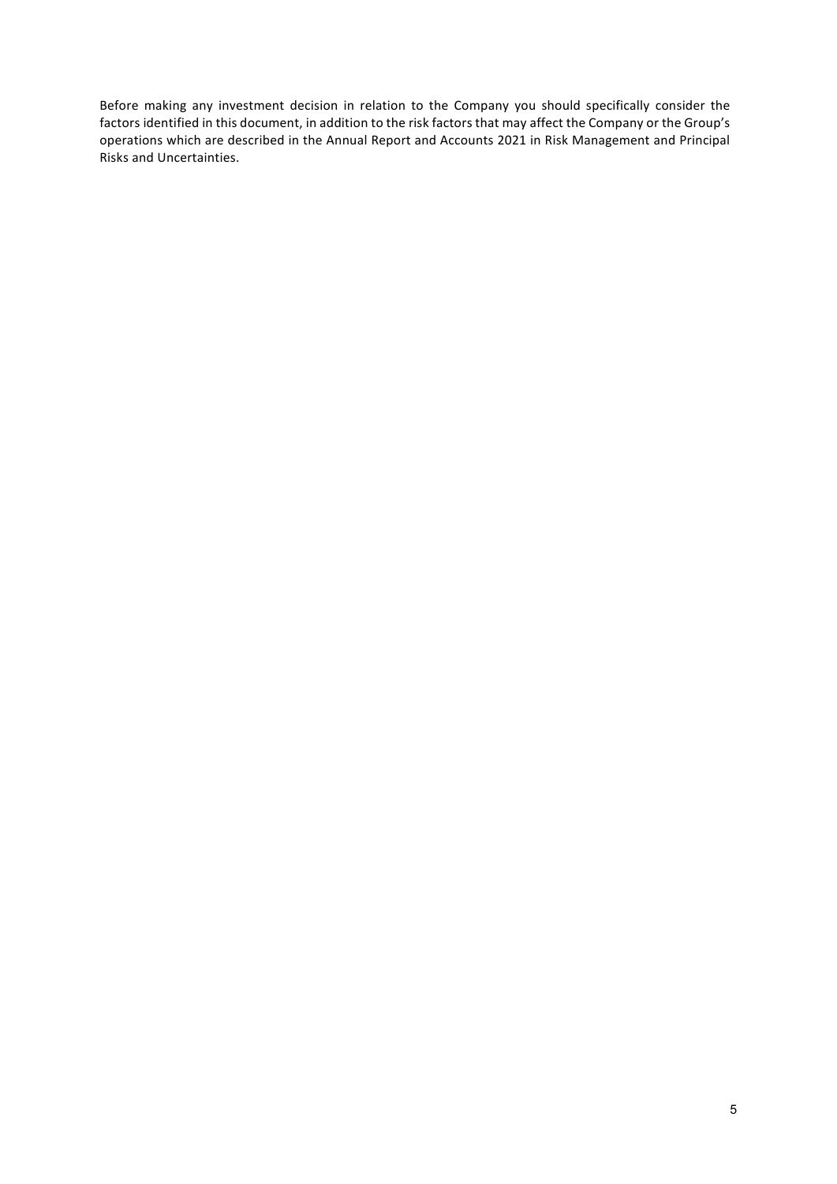Before making any investment decision in relation to the Company you should specifically consider the factors identified in this document, in addition to the risk factors that may affect the Company or the Group's operations which are described in the Annual Report and Accounts 2021 in Risk Management and Principal Risks and Uncertainties.